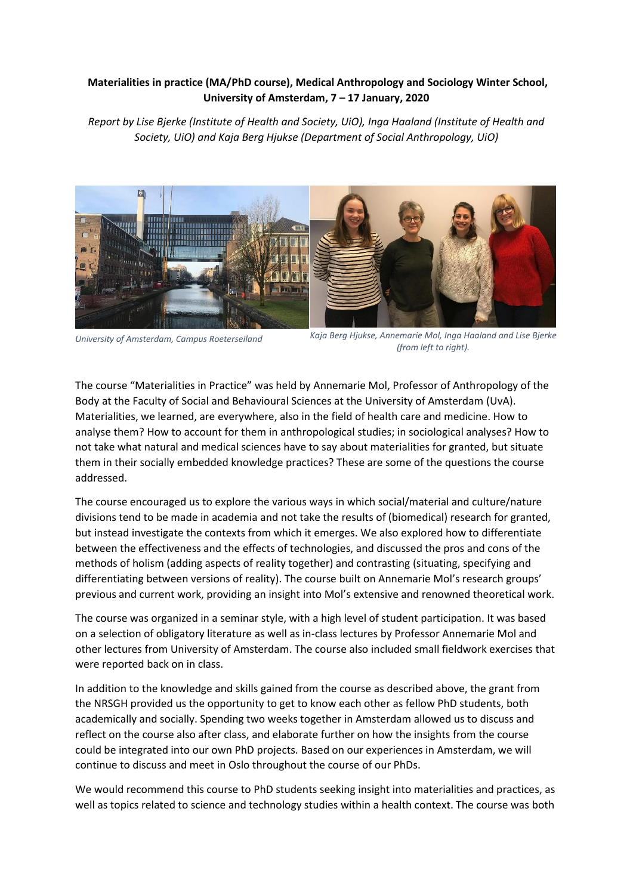**Materialities in practice (MA/PhD course), Medical Anthropology and Sociology Winter School, University of Amsterdam, 7 – 17 January, 2020**

*Report by Lise Bjerke (Institute of Health and Society, UiO), Inga Haaland (Institute of Health and Society, UiO) and Kaja Berg Hjukse (Department of Social Anthropology, UiO)*

*University of Amsterdam, Campus Roeterseiland*

*Kaja Berg Hjukse, Annemarie Mol, Inga Haaland and Lise Bjerke (from left to right).*

The course "Materialities in Practice" was held by Annemarie Mol, Professor of Anthropology of the Body at the Faculty of Social and Behavioural Sciences at the University of Amsterdam (UvA). Materialities, we learned, are everywhere, also in the field of health care and medicine. How to analyse them? How to account for them in anthropological studies; in sociological analyses? How to not take what natural and medical sciences have to say about materialities for granted, but situate them in their socially embedded knowledge practices? These are some of the questions the course addressed.

The course encouraged us to explore the various ways in which social/material and culture/nature divisions tend to be made in academia and not take the results of (biomedical) research for granted, but instead investigate the contexts from which it emerges. We also explored how to differentiate between the effectiveness and the effects of technologies, and discussed the pros and cons of the methods of holism (adding aspects of reality together) and contrasting (situating, specifying and differentiating between versions of reality). The course built on Annemarie Mol's research groups' previous and current work, providing an insight into Mol's extensive and renowned theoretical work.

The course was organized in a seminar style, with a high level of student participation. It was based on a selection of obligatory literature as well as in-class lectures by Professor Annemarie Mol and other lectures from University of Amsterdam. The course also included small fieldwork exercises that were reported back on in class.

In addition to the knowledge and skills gained from the course as described above, the grant from the NRSGH provided us the opportunity to get to know each other as fellow PhD students, both academically and socially. Spending two weeks together in Amsterdam allowed us to discuss and reflect on the course also after class, and elaborate further on how the insights from the course could be integrated into our own PhD projects. Based on our experiences in Amsterdam, we will continue to discuss and meet in Oslo throughout the course of our PhDs.

We would recommend this course to PhD students seeking insight into materialities and practices, as well as topics related to science and technology studies within a health context. The course was both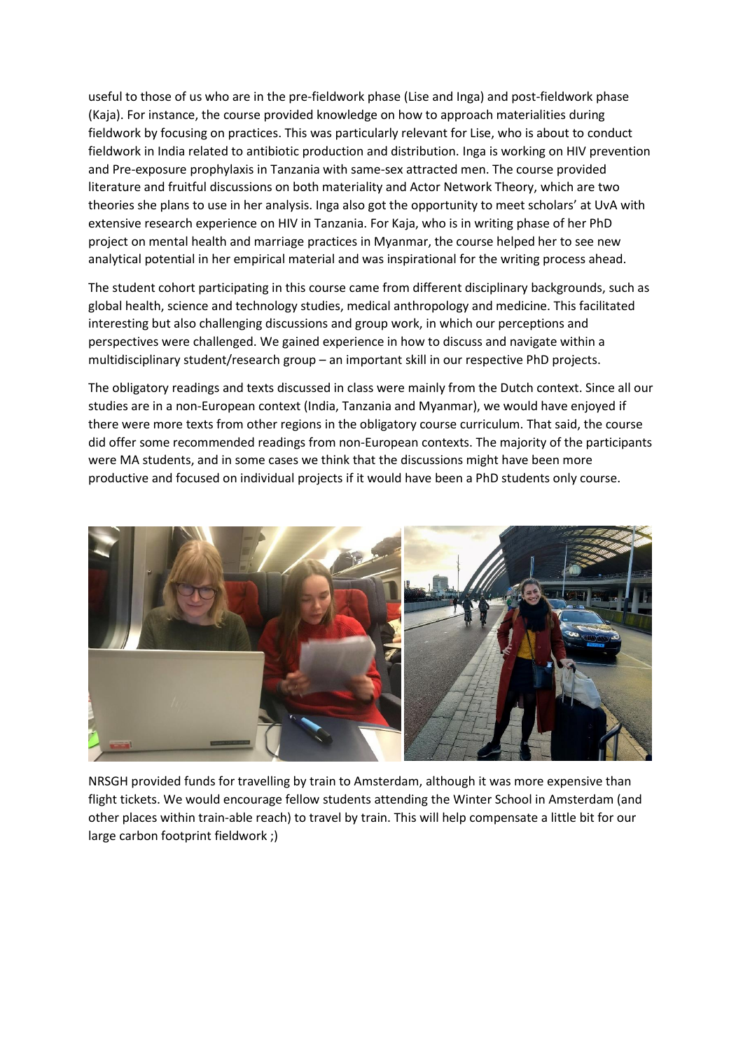useful to those of us who are in the pre-fieldwork phase (Lise and Inga) and post-fieldwork phase (Kaja). For instance, the course provided knowledge on how to approach materialities during fieldwork by focusing on practices. This was particularly relevant for Lise, who is about to conduct fieldwork in India related to antibiotic production and distribution. Inga is working on HIV prevention and Pre-exposure prophylaxis in Tanzania with same-sex attracted men. The course provided literature and fruitful discussions on both materiality and Actor Network Theory, which are two theories she plans to use in her analysis. Inga also got the opportunity to meet scholars' at UvA with extensive research experience on HIV in Tanzania. For Kaja, who is in writing phase of her PhD project on mental health and marriage practices in Myanmar, the course helped her to see new analytical potential in her empirical material and was inspirational for the writing process ahead.

The student cohort participating in this course came from different disciplinary backgrounds, such as global health, science and technology studies, medical anthropology and medicine. This facilitated interesting but also challenging discussions and group work, in which our perceptions and perspectives were challenged. We gained experience in how to discuss and navigate within a multidisciplinary student/research group – an important skill in our respective PhD projects.

The obligatory readings and texts discussed in class were mainly from the Dutch context. Since all our studies are in a non-European context (India, Tanzania and Myanmar), we would have enjoyed if there were more texts from other regions in the obligatory course curriculum. That said, the course did offer some recommended readings from non-European contexts. The majority of the participants were MA students, and in some cases we think that the discussions might have been more productive and focused on individual projects if it would have been a PhD students only course.

NRSGH provided funds for travelling by train to Amsterdam, although it was more expensive than flight tickets. We would encourage fellow students attending the Winter School in Amsterdam (and other places within train-able reach) to travel by train. This will help compensate a little bit for our large carbon footprint fieldwork ;)